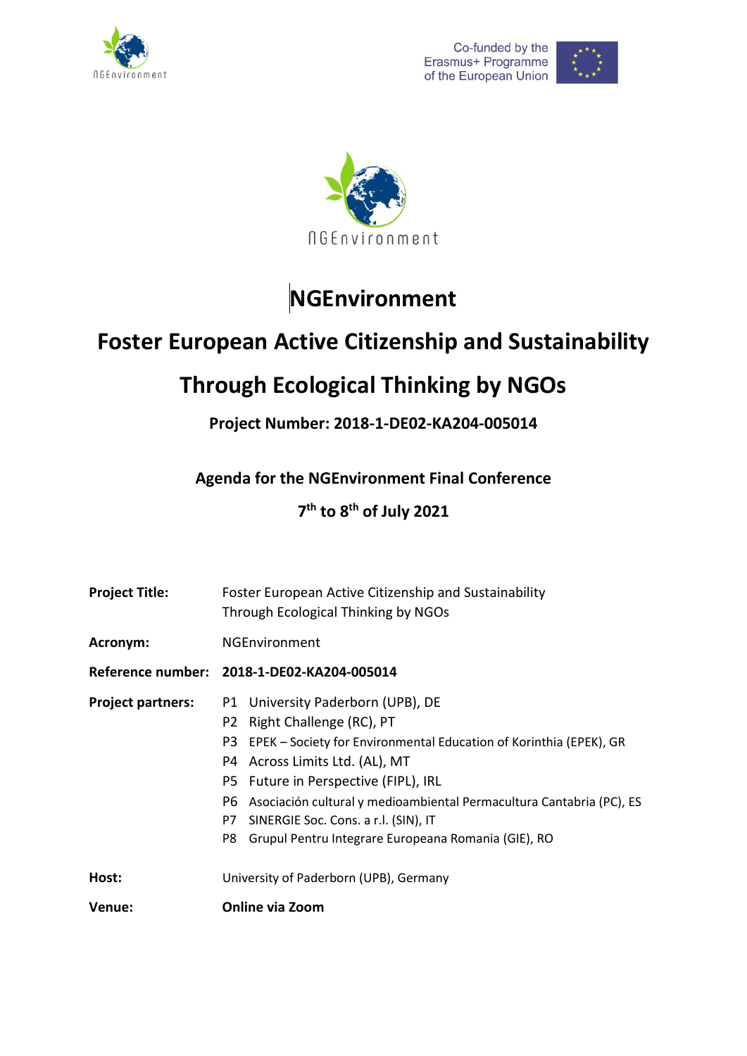# NGEnvironment

## Foster European Active Citizenship and Sustainability Through Ecological Thinking by NGOs

**Project Number: 2018-1-DE02-KA204-005014**

**Agenda for the NGEnvironment Final Conference**

**7th to 8th of July 2021**

| | |
|---|---|
| **Project Title:** | Foster European Active Citizenship and Sustainability Through Ecological Thinking by NGOs |
| **Acronym:** | NGEnvironment |
| **Reference number:** | **2018-1-DE02-KA204-005014** |
| **Project partners:** | P1 University Paderborn (UPB), DE<br>P2 Right Challenge (RC), PT<br>P3 EPEK – Society for Environmental Education of Korinthia (EPEK), GR<br>P4 Across Limits Ltd. (AL), MT<br>P5 Future in Perspective (FIPL), IRL<br>P6 Asociación cultural y medioambiental Permacultura Cantabria (PC), ES<br>P7 SINERGIE Soc. Cons. a r.l. (SIN), IT<br>P8 Grupul Pentru Integrare Europeana Romania (GIE), RO |
| **Host:** | University of Paderborn (UPB), Germany |
| **Venue:** | **Online via Zoom** |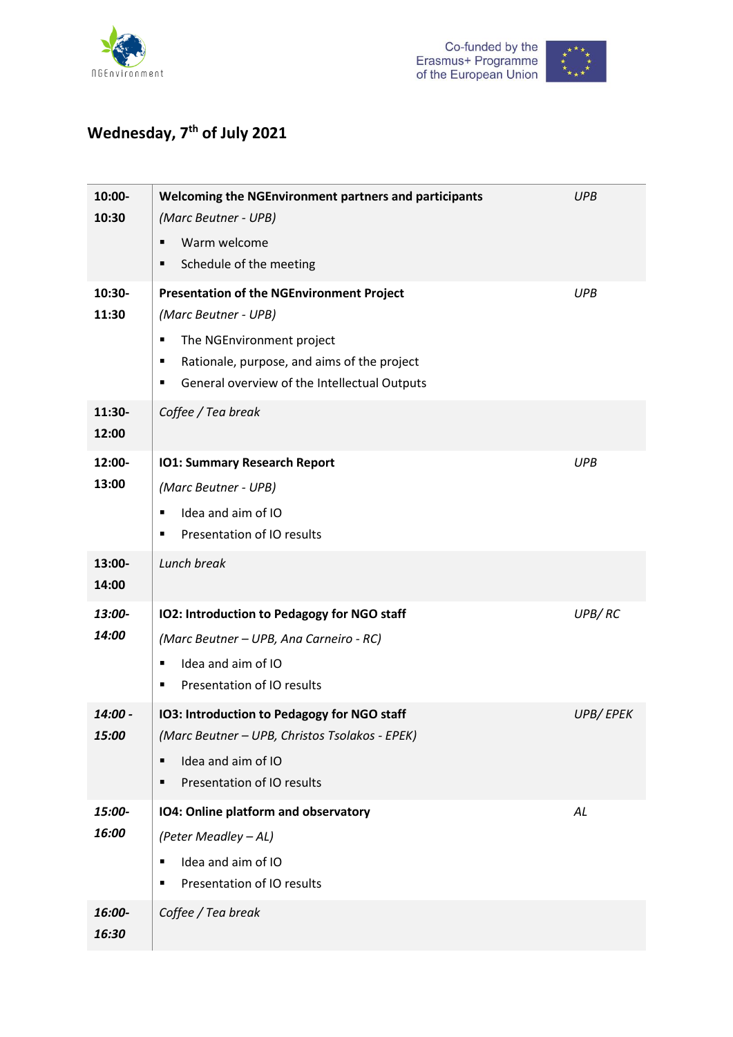## Wednesday, 7th of July 2021

| Time | Session | Responsible |
|---|---|---|
| **10:00-10:30** | **Welcoming the NGEnvironment partners and participants**<br>*(Marc Beutner - UPB)*<br>▪ Warm welcome<br>▪ Schedule of the meeting | *UPB* |
| **10:30-11:30** | **Presentation of the NGEnvironment Project**<br>*(Marc Beutner - UPB)*<br>▪ The NGEnvironment project<br>▪ Rationale, purpose, and aims of the project<br>▪ General overview of the Intellectual Outputs | *UPB* |
| **11:30-12:00** | *Coffee / Tea break* | |
| **12:00-13:00** | **IO1: Summary Research Report**<br>*(Marc Beutner - UPB)*<br>▪ Idea and aim of IO<br>▪ Presentation of IO results | *UPB* |
| **13:00-14:00** | *Lunch break* | |
| ***13:00-14:00*** | **IO2: Introduction to Pedagogy for NGO staff**<br>*(Marc Beutner – UPB, Ana Carneiro - RC)*<br>▪ Idea and aim of IO<br>▪ Presentation of IO results | *UPB/ RC* |
| ***14:00 - 15:00*** | **IO3: Introduction to Pedagogy for NGO staff**<br>*(Marc Beutner – UPB, Christos Tsolakos - EPEK)*<br>▪ Idea and aim of IO<br>▪ Presentation of IO results | *UPB/ EPEK* |
| ***15:00-16:00*** | **IO4: Online platform and observatory**<br>*(Peter Meadley – AL)*<br>▪ Idea and aim of IO<br>▪ Presentation of IO results | *AL* |
| ***16:00-16:30*** | *Coffee / Tea break* | |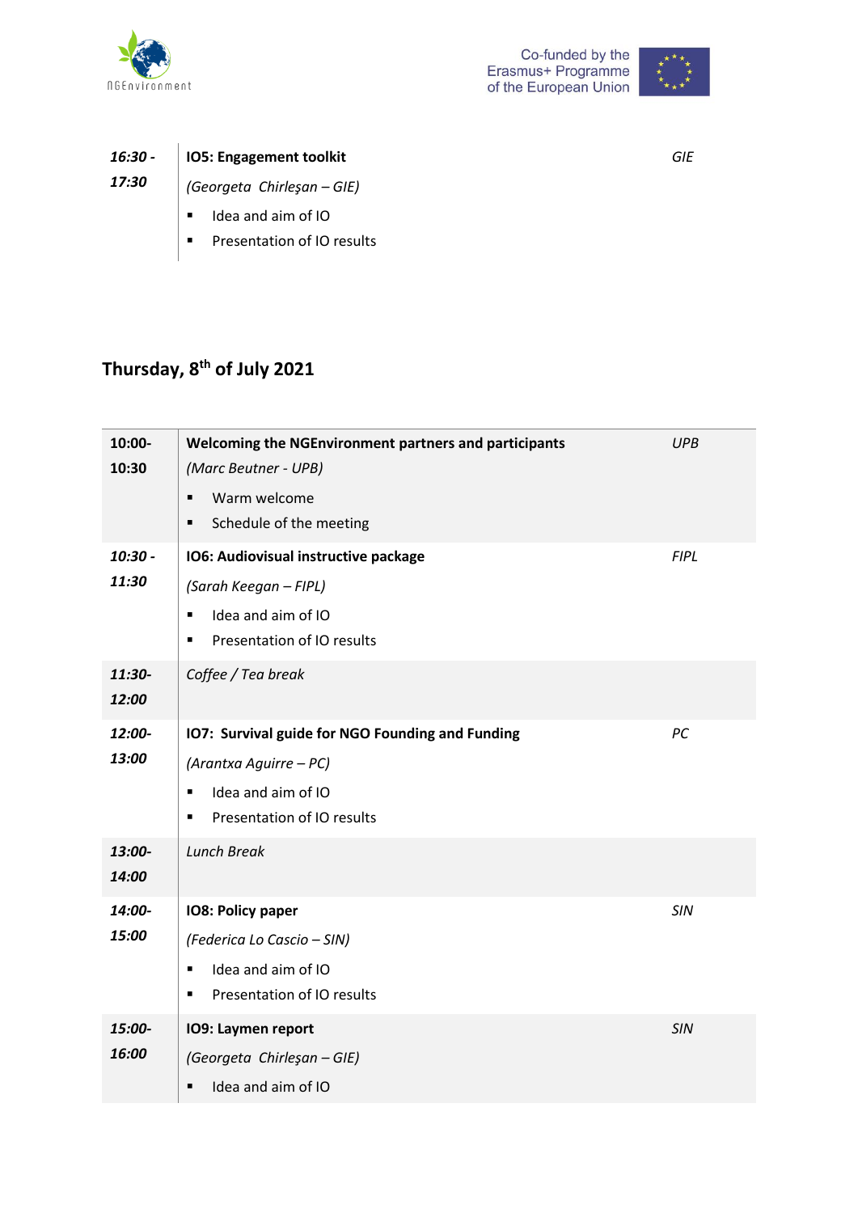| *16:30 - 17:30* | **IO5: Engagement toolkit**<br>*(Georgeta  Chirleşan – GIE)*<br>▪ Idea and aim of IO<br>▪ Presentation of IO results | *GIE* |
|---|---|---|

## Thursday, 8th of July 2021

| **10:00-10:30** | **Welcoming the NGEnvironment partners and participants**<br>*(Marc Beutner - UPB)*<br>▪ Warm welcome<br>▪ Schedule of the meeting | *UPB* |
|---|---|---|
| ***10:30 - 11:30*** | **IO6: Audiovisual instructive package**<br>*(Sarah Keegan – FIPL)*<br>▪ Idea and aim of IO<br>▪ Presentation of IO results | *FIPL* |
| ***11:30-12:00*** | *Coffee / Tea break* | |
| ***12:00-13:00*** | **IO7:  Survival guide for NGO Founding and Funding**<br>*(Arantxa Aguirre – PC)*<br>▪ Idea and aim of IO<br>▪ Presentation of IO results | *PC* |
| ***13:00-14:00*** | *Lunch Break* | |
| ***14:00-15:00*** | **IO8: Policy paper**<br>*(Federica Lo Cascio – SIN)*<br>▪ Idea and aim of IO<br>▪ Presentation of IO results | *SIN* |
| ***15:00-16:00*** | **IO9: Laymen report**<br>*(Georgeta  Chirleşan – GIE)*<br>▪ Idea and aim of IO | *SIN* |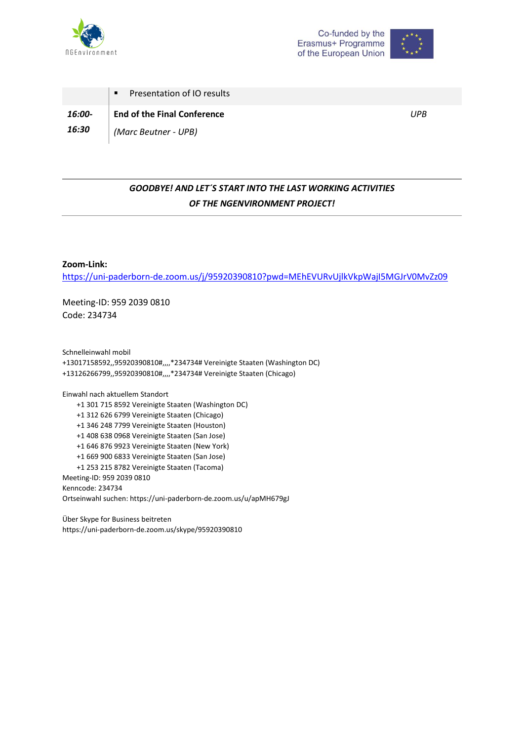| | | |
|---|---|---|
| | ▪ Presentation of IO results | |
| ***16:00-16:30*** | **End of the Final Conference**<br>*(Marc Beutner - UPB)* | *UPB* |

***GOODBYE! AND LET´S START INTO THE LAST WORKING ACTIVITIES OF THE NGENVIRONMENT PROJECT!***

**Zoom-Link:**
https://uni-paderborn-de.zoom.us/j/95920390810?pwd=MEhEVURvUjlkVkpWajI5MGJrV0MvZz09

Meeting-ID: 959 2039 0810
Code: 234734

Schnelleinwahl mobil
+13017158592,,95920390810#,,,,*234734# Vereinigte Staaten (Washington DC)
+13126266799,,95920390810#,,,,*234734# Vereinigte Staaten (Chicago)

Einwahl nach aktuellem Standort
+1 301 715 8592 Vereinigte Staaten (Washington DC)
+1 312 626 6799 Vereinigte Staaten (Chicago)
+1 346 248 7799 Vereinigte Staaten (Houston)
+1 408 638 0968 Vereinigte Staaten (San Jose)
+1 646 876 9923 Vereinigte Staaten (New York)
+1 669 900 6833 Vereinigte Staaten (San Jose)
+1 253 215 8782 Vereinigte Staaten (Tacoma)
Meeting-ID: 959 2039 0810
Kenncode: 234734
Ortseinwahl suchen: https://uni-paderborn-de.zoom.us/u/apMH679gJ

Über Skype for Business beitreten
https://uni-paderborn-de.zoom.us/skype/95920390810